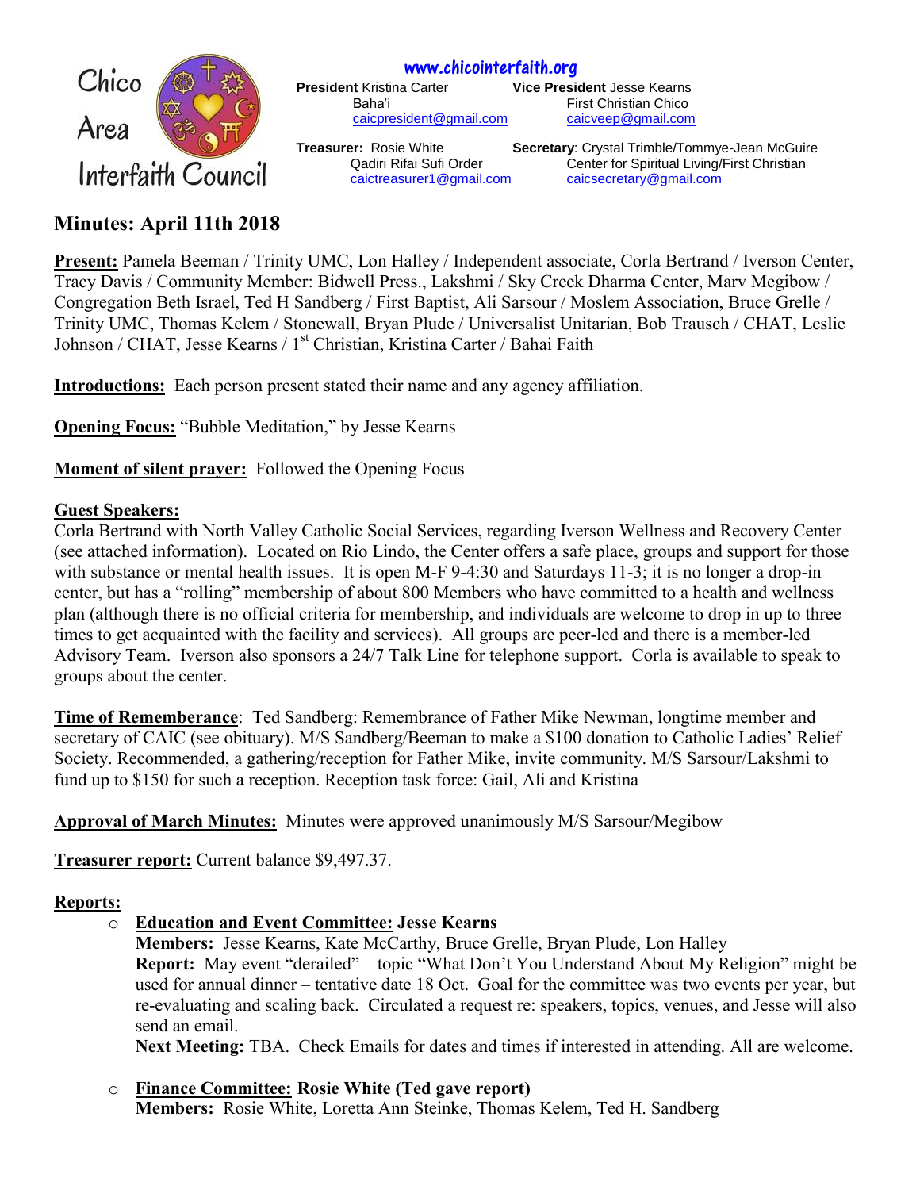Chico Area Interfaith Council

www.chicointerfaith.org

**President** Kristina Carter
Baha'i
caicpresident@gmail.com

**Vice President** Jesse Kearns
First Christian Chico
caicveep@gmail.com

**Treasurer:** Rosie White
Qadiri Rifai Sufi Order
caictreasurer1@gmail.com

**Secretary**: Crystal Trimble/Tommye-Jean McGuire
Center for Spiritual Living/First Christian
caicsecretary@gmail.com

# Minutes: April 11th 2018

**Present:** Pamela Beeman / Trinity UMC, Lon Halley / Independent associate, Corla Bertrand / Iverson Center, Tracy Davis / Community Member: Bidwell Press., Lakshmi / Sky Creek Dharma Center, Marv Megibow / Congregation Beth Israel, Ted H Sandberg / First Baptist, Ali Sarsour / Moslem Association, Bruce Grelle / Trinity UMC, Thomas Kelem / Stonewall, Bryan Plude / Universalist Unitarian, Bob Trausch / CHAT, Leslie Johnson / CHAT, Jesse Kearns / 1st Christian, Kristina Carter / Bahai Faith

**Introductions:** Each person present stated their name and any agency affiliation.

**Opening Focus:** "Bubble Meditation," by Jesse Kearns

**Moment of silent prayer:** Followed the Opening Focus

**Guest Speakers:**
Corla Bertrand with North Valley Catholic Social Services, regarding Iverson Wellness and Recovery Center (see attached information). Located on Rio Lindo, the Center offers a safe place, groups and support for those with substance or mental health issues. It is open M-F 9-4:30 and Saturdays 11-3; it is no longer a drop-in center, but has a "rolling" membership of about 800 Members who have committed to a health and wellness plan (although there is no official criteria for membership, and individuals are welcome to drop in up to three times to get acquainted with the facility and services). All groups are peer-led and there is a member-led Advisory Team. Iverson also sponsors a 24/7 Talk Line for telephone support. Corla is available to speak to groups about the center.

**Time of Rememberance**: Ted Sandberg: Remembrance of Father Mike Newman, longtime member and secretary of CAIC (see obituary). M/S Sandberg/Beeman to make a $100 donation to Catholic Ladies' Relief Society. Recommended, a gathering/reception for Father Mike, invite community. M/S Sarsour/Lakshmi to fund up to $150 for such a reception. Reception task force: Gail, Ali and Kristina

**Approval of March Minutes:** Minutes were approved unanimously M/S Sarsour/Megibow

**Treasurer report:** Current balance $9,497.37.

**Reports:**

- **Education and Event Committee: Jesse Kearns**
  **Members:** Jesse Kearns, Kate McCarthy, Bruce Grelle, Bryan Plude, Lon Halley
  **Report:** May event "derailed" – topic "What Don't You Understand About My Religion" might be used for annual dinner – tentative date 18 Oct. Goal for the committee was two events per year, but re-evaluating and scaling back. Circulated a request re: speakers, topics, venues, and Jesse will also send an email.
  **Next Meeting:** TBA. Check Emails for dates and times if interested in attending. All are welcome.

- **Finance Committee: Rosie White (Ted gave report)**
  **Members:** Rosie White, Loretta Ann Steinke, Thomas Kelem, Ted H. Sandberg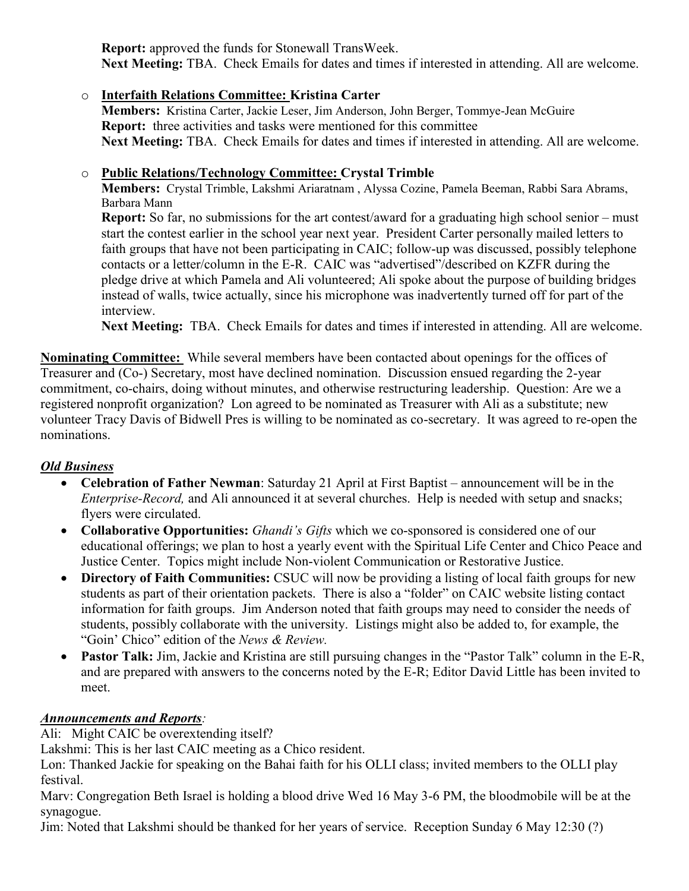**Report:** approved the funds for Stonewall TransWeek.
**Next Meeting:** TBA. Check Emails for dates and times if interested in attending. All are welcome.

- **Interfaith Relations Committee: Kristina Carter**
  **Members:** Kristina Carter, Jackie Leser, Jim Anderson, John Berger, Tommye-Jean McGuire
  **Report:** three activities and tasks were mentioned for this committee
  **Next Meeting:** TBA. Check Emails for dates and times if interested in attending. All are welcome.

- **Public Relations/Technology Committee: Crystal Trimble**
  **Members:** Crystal Trimble, Lakshmi Ariaratnam , Alyssa Cozine, Pamela Beeman, Rabbi Sara Abrams, Barbara Mann
  **Report:** So far, no submissions for the art contest/award for a graduating high school senior – must start the contest earlier in the school year next year. President Carter personally mailed letters to faith groups that have not been participating in CAIC; follow-up was discussed, possibly telephone contacts or a letter/column in the E-R. CAIC was "advertised"/described on KZFR during the pledge drive at which Pamela and Ali volunteered; Ali spoke about the purpose of building bridges instead of walls, twice actually, since his microphone was inadvertently turned off for part of the interview.
  **Next Meeting:** TBA. Check Emails for dates and times if interested in attending. All are welcome.

**Nominating Committee:** While several members have been contacted about openings for the offices of Treasurer and (Co-) Secretary, most have declined nomination. Discussion ensued regarding the 2-year commitment, co-chairs, doing without minutes, and otherwise restructuring leadership. Question: Are we a registered nonprofit organization? Lon agreed to be nominated as Treasurer with Ali as a substitute; new volunteer Tracy Davis of Bidwell Pres is willing to be nominated as co-secretary. It was agreed to re-open the nominations.

## ***Old Business***

- **Celebration of Father Newman**: Saturday 21 April at First Baptist – announcement will be in the *Enterprise-Record,* and Ali announced it at several churches. Help is needed with setup and snacks; flyers were circulated.
- **Collaborative Opportunities:** *Ghandi's Gifts* which we co-sponsored is considered one of our educational offerings; we plan to host a yearly event with the Spiritual Life Center and Chico Peace and Justice Center. Topics might include Non-violent Communication or Restorative Justice.
- **Directory of Faith Communities:** CSUC will now be providing a listing of local faith groups for new students as part of their orientation packets. There is also a "folder" on CAIC website listing contact information for faith groups. Jim Anderson noted that faith groups may need to consider the needs of students, possibly collaborate with the university. Listings might also be added to, for example, the "Goin' Chico" edition of the *News & Review.*
- **Pastor Talk:** Jim, Jackie and Kristina are still pursuing changes in the "Pastor Talk" column in the E-R, and are prepared with answers to the concerns noted by the E-R; Editor David Little has been invited to meet.

## ***Announcements and Reports****:*

Ali: Might CAIC be overextending itself?
Lakshmi: This is her last CAIC meeting as a Chico resident.
Lon: Thanked Jackie for speaking on the Bahai faith for his OLLI class; invited members to the OLLI play festival.
Marv: Congregation Beth Israel is holding a blood drive Wed 16 May 3-6 PM, the bloodmobile will be at the synagogue.
Jim: Noted that Lakshmi should be thanked for her years of service. Reception Sunday 6 May 12:30 (?)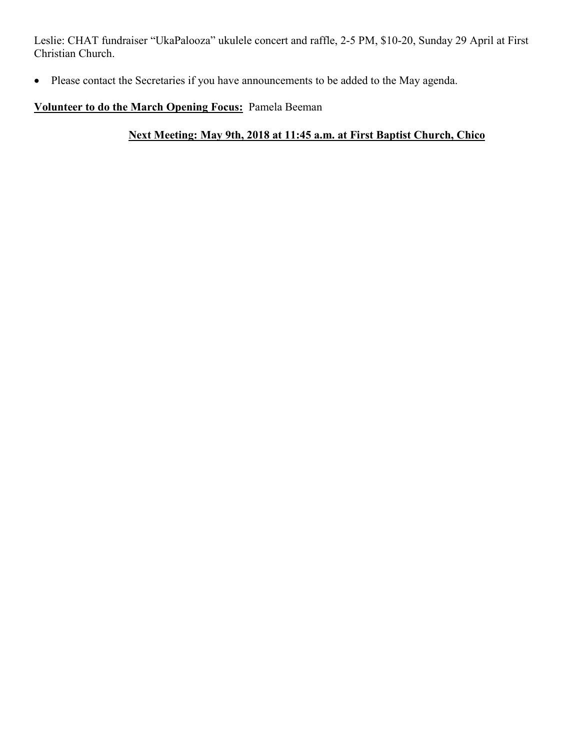Leslie: CHAT fundraiser "UkaPalooza" ukulele concert and raffle, 2-5 PM, $10-20, Sunday 29 April at First Christian Church.

- Please contact the Secretaries if you have announcements to be added to the May agenda.

**Volunteer to do the March Opening Focus:** Pamela Beeman

**Next Meeting: May 9th, 2018 at 11:45 a.m. at First Baptist Church, Chico**